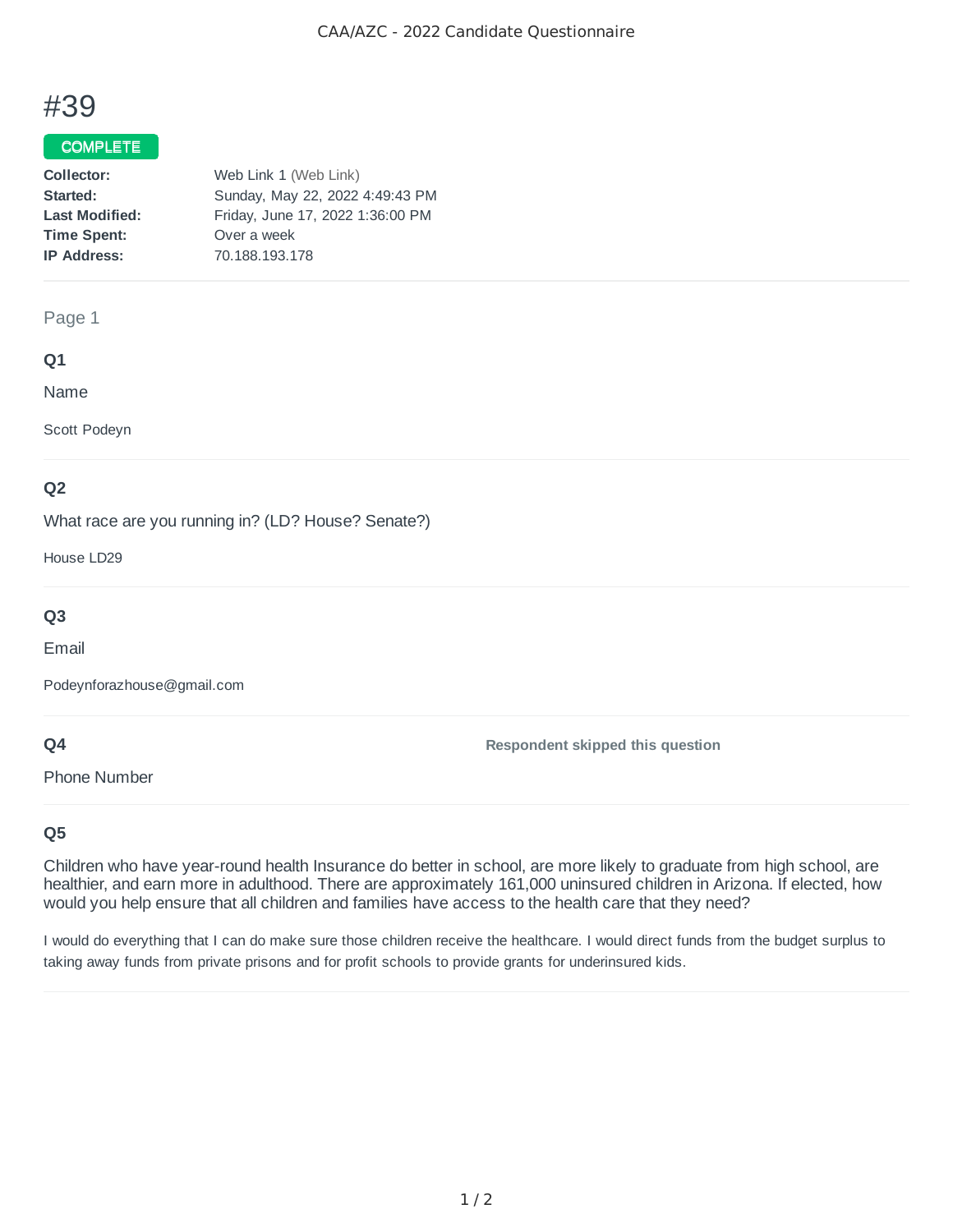# #39

COMPLETE

**Collector:** Web Link 1 (Web Link)
**Started:** Sunday, May 22, 2022 4:49:43 PM
**Last Modified:** Friday, June 17, 2022 1:36:00 PM
**Time Spent:** Over a week
**IP Address:** 70.188.193.178

---

Page 1

### Q1

Name

Scott Podeyn

### Q2

What race are you running in? (LD? House? Senate?)

House LD29

### Q3

Email

Podeynforazhouse@gmail.com

### Q4

Phone Number

**Respondent skipped this question**

### Q5

Children who have year-round health Insurance do better in school, are more likely to graduate from high school, are healthier, and earn more in adulthood. There are approximately 161,000 uninsured children in Arizona. If elected, how would you help ensure that all children and families have access to the health care that they need?

I would do everything that I can do make sure those children receive the healthcare. I would direct funds from the budget surplus to taking away funds from private prisons and for profit schools to provide grants for underinsured kids.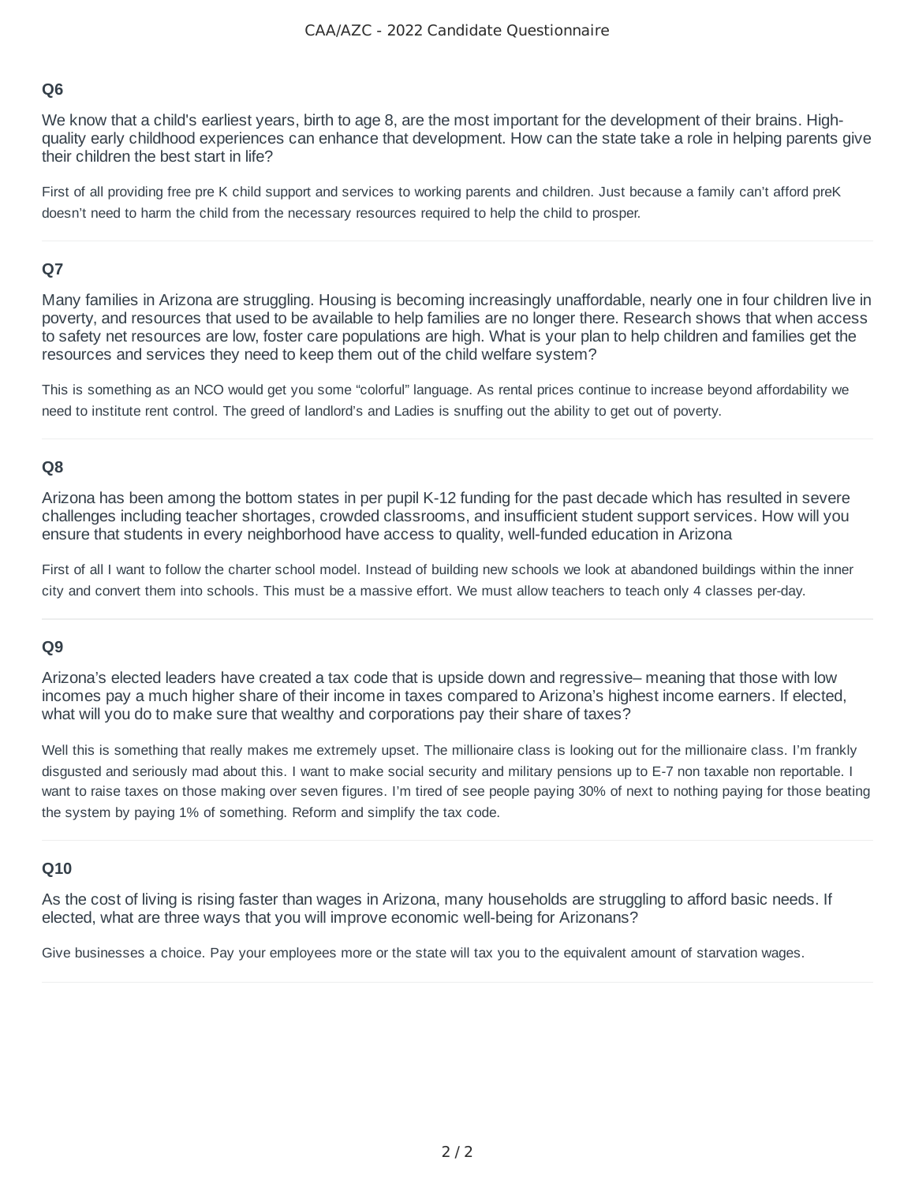### Q6

We know that a child's earliest years, birth to age 8, are the most important for the development of their brains. High-quality early childhood experiences can enhance that development. How can the state take a role in helping parents give their children the best start in life?

First of all providing free pre K child support and services to working parents and children. Just because a family can't afford preK doesn't need to harm the child from the necessary resources required to help the child to prosper.

---

### Q7

Many families in Arizona are struggling. Housing is becoming increasingly unaffordable, nearly one in four children live in poverty, and resources that used to be available to help families are no longer there. Research shows that when access to safety net resources are low, foster care populations are high. What is your plan to help children and families get the resources and services they need to keep them out of the child welfare system?

This is something as an NCO would get you some "colorful" language. As rental prices continue to increase beyond affordability we need to institute rent control. The greed of landlord's and Ladies is snuffing out the ability to get out of poverty.

---

### Q8

Arizona has been among the bottom states in per pupil K-12 funding for the past decade which has resulted in severe challenges including teacher shortages, crowded classrooms, and insufficient student support services. How will you ensure that students in every neighborhood have access to quality, well-funded education in Arizona

First of all I want to follow the charter school model. Instead of building new schools we look at abandoned buildings within the inner city and convert them into schools. This must be a massive effort. We must allow teachers to teach only 4 classes per-day.

---

### Q9

Arizona's elected leaders have created a tax code that is upside down and regressive– meaning that those with low incomes pay a much higher share of their income in taxes compared to Arizona's highest income earners. If elected, what will you do to make sure that wealthy and corporations pay their share of taxes?

Well this is something that really makes me extremely upset. The millionaire class is looking out for the millionaire class. I'm frankly disgusted and seriously mad about this. I want to make social security and military pensions up to E-7 non taxable non reportable. I want to raise taxes on those making over seven figures. I'm tired of see people paying 30% of next to nothing paying for those beating the system by paying 1% of something. Reform and simplify the tax code.

---

### Q10

As the cost of living is rising faster than wages in Arizona, many households are struggling to afford basic needs. If elected, what are three ways that you will improve economic well-being for Arizonans?

Give businesses a choice. Pay your employees more or the state will tax you to the equivalent amount of starvation wages.